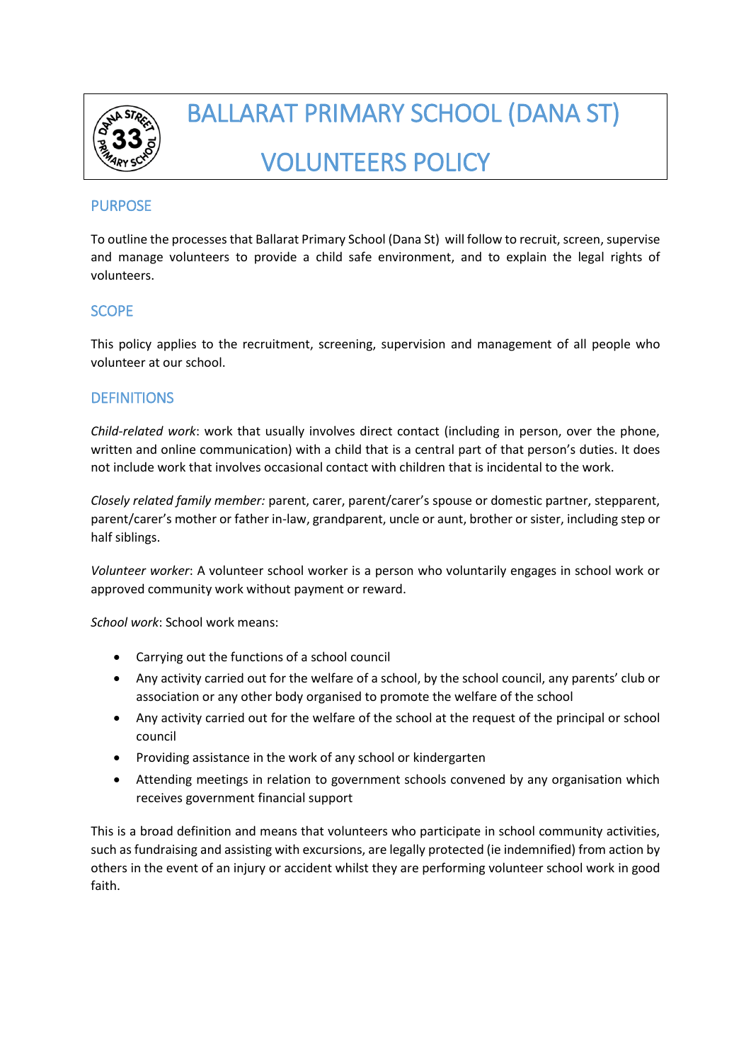# BALLARAT PRIMARY SCHOOL (DANA ST)

# VOLUNTEERS POLICY

## PURPOSE

To outline the processes that Ballarat Primary School (Dana St) will follow to recruit, screen, supervise and manage volunteers to provide a child safe environment, and to explain the legal rights of volunteers.

## SCOPE

This policy applies to the recruitment, screening, supervision and management of all people who volunteer at our school.

## DEFINITIONS

*Child-related work*: work that usually involves direct contact (including in person, over the phone, written and online communication) with a child that is a central part of that person's duties. It does not include work that involves occasional contact with children that is incidental to the work.

*Closely related family member:* parent, carer, parent/carer's spouse or domestic partner, stepparent, parent/carer's mother or father in-law, grandparent, uncle or aunt, brother or sister, including step or half siblings.

*Volunteer worker*: A volunteer school worker is a person who voluntarily engages in school work or approved community work without payment or reward.

*School work*: School work means:

- Carrying out the functions of a school council
- Any activity carried out for the welfare of a school, by the school council, any parents' club or association or any other body organised to promote the welfare of the school
- Any activity carried out for the welfare of the school at the request of the principal or school council
- Providing assistance in the work of any school or kindergarten
- Attending meetings in relation to government schools convened by any organisation which receives government financial support

This is a broad definition and means that volunteers who participate in school community activities, such as fundraising and assisting with excursions, are legally protected (ie indemnified) from action by others in the event of an injury or accident whilst they are performing volunteer school work in good faith.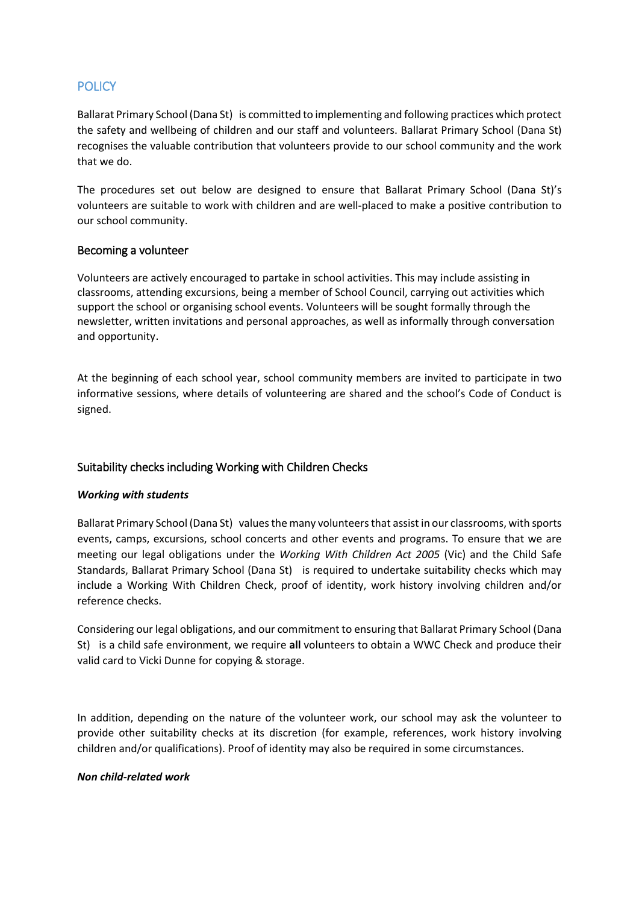## POLICY

Ballarat Primary School (Dana St) is committed to implementing and following practices which protect the safety and wellbeing of children and our staff and volunteers. Ballarat Primary School (Dana St) recognises the valuable contribution that volunteers provide to our school community and the work that we do.

The procedures set out below are designed to ensure that Ballarat Primary School (Dana St)'s volunteers are suitable to work with children and are well-placed to make a positive contribution to our school community.

### Becoming a volunteer

Volunteers are actively encouraged to partake in school activities. This may include assisting in classrooms, attending excursions, being a member of School Council, carrying out activities which support the school or organising school events. Volunteers will be sought formally through the newsletter, written invitations and personal approaches, as well as informally through conversation and opportunity.

At the beginning of each school year, school community members are invited to participate in two informative sessions, where details of volunteering are shared and the school's Code of Conduct is signed.

### Suitability checks including Working with Children Checks

***Working with students***

Ballarat Primary School (Dana St) values the many volunteers that assist in our classrooms, with sports events, camps, excursions, school concerts and other events and programs. To ensure that we are meeting our legal obligations under the *Working With Children Act 2005* (Vic) and the Child Safe Standards, Ballarat Primary School (Dana St) is required to undertake suitability checks which may include a Working With Children Check, proof of identity, work history involving children and/or reference checks.

Considering our legal obligations, and our commitment to ensuring that Ballarat Primary School (Dana St) is a child safe environment, we require **all** volunteers to obtain a WWC Check and produce their valid card to Vicki Dunne for copying & storage.

In addition, depending on the nature of the volunteer work, our school may ask the volunteer to provide other suitability checks at its discretion (for example, references, work history involving children and/or qualifications). Proof of identity may also be required in some circumstances.

***Non child-related work***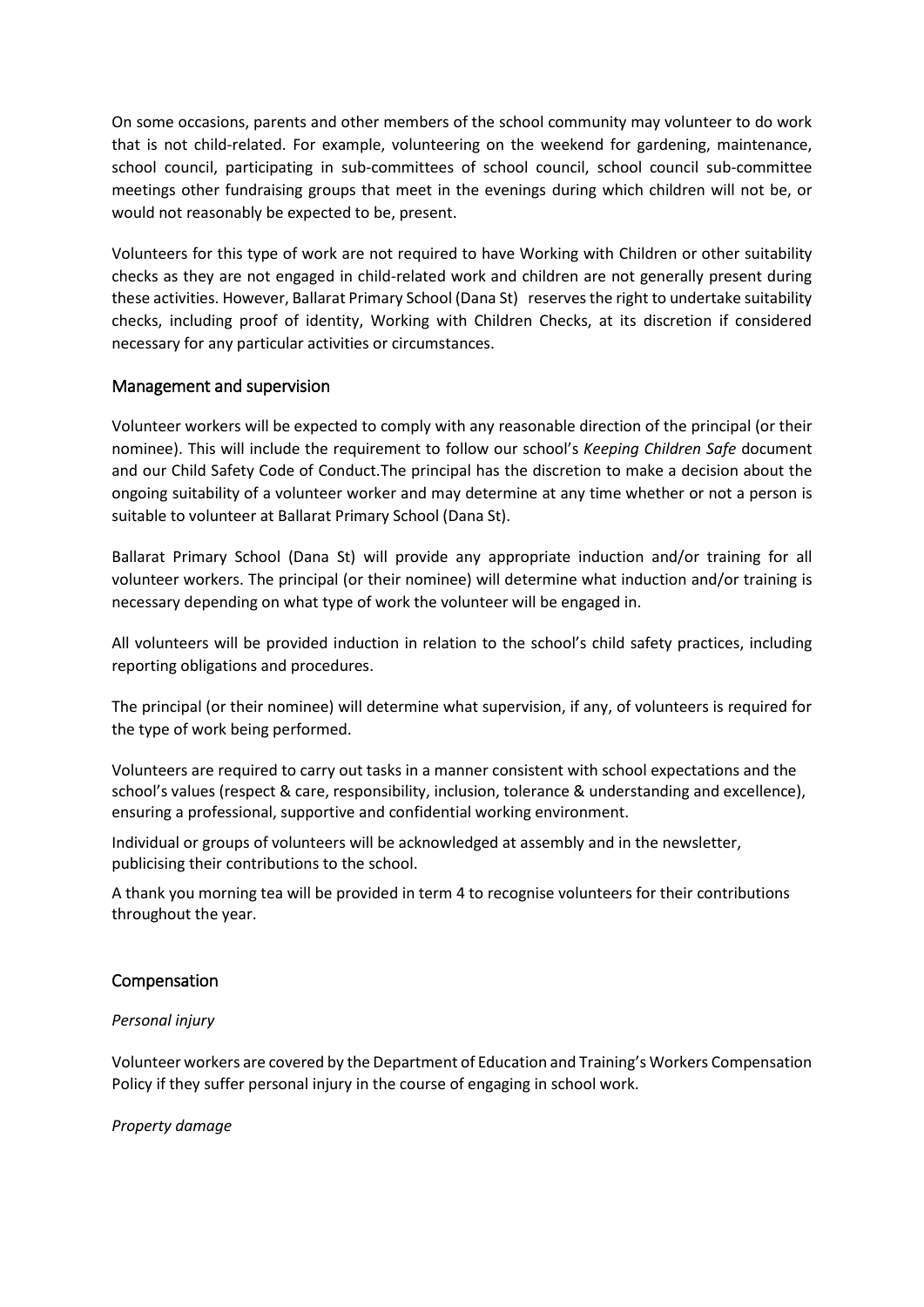On some occasions, parents and other members of the school community may volunteer to do work that is not child-related. For example, volunteering on the weekend for gardening, maintenance, school council, participating in sub-committees of school council, school council sub-committee meetings other fundraising groups that meet in the evenings during which children will not be, or would not reasonably be expected to be, present.

Volunteers for this type of work are not required to have Working with Children or other suitability checks as they are not engaged in child-related work and children are not generally present during these activities. However, Ballarat Primary School (Dana St) reserves the right to undertake suitability checks, including proof of identity, Working with Children Checks, at its discretion if considered necessary for any particular activities or circumstances.

## Management and supervision

Volunteer workers will be expected to comply with any reasonable direction of the principal (or their nominee). This will include the requirement to follow our school's *Keeping Children Safe* document and our Child Safety Code of Conduct.The principal has the discretion to make a decision about the ongoing suitability of a volunteer worker and may determine at any time whether or not a person is suitable to volunteer at Ballarat Primary School (Dana St).

Ballarat Primary School (Dana St) will provide any appropriate induction and/or training for all volunteer workers. The principal (or their nominee) will determine what induction and/or training is necessary depending on what type of work the volunteer will be engaged in.

All volunteers will be provided induction in relation to the school's child safety practices, including reporting obligations and procedures.

The principal (or their nominee) will determine what supervision, if any, of volunteers is required for the type of work being performed.

Volunteers are required to carry out tasks in a manner consistent with school expectations and the school's values (respect & care, responsibility, inclusion, tolerance & understanding and excellence), ensuring a professional, supportive and confidential working environment.

Individual or groups of volunteers will be acknowledged at assembly and in the newsletter, publicising their contributions to the school.

A thank you morning tea will be provided in term 4 to recognise volunteers for their contributions throughout the year.

## Compensation

*Personal injury*

Volunteer workers are covered by the Department of Education and Training's Workers Compensation Policy if they suffer personal injury in the course of engaging in school work.

*Property damage*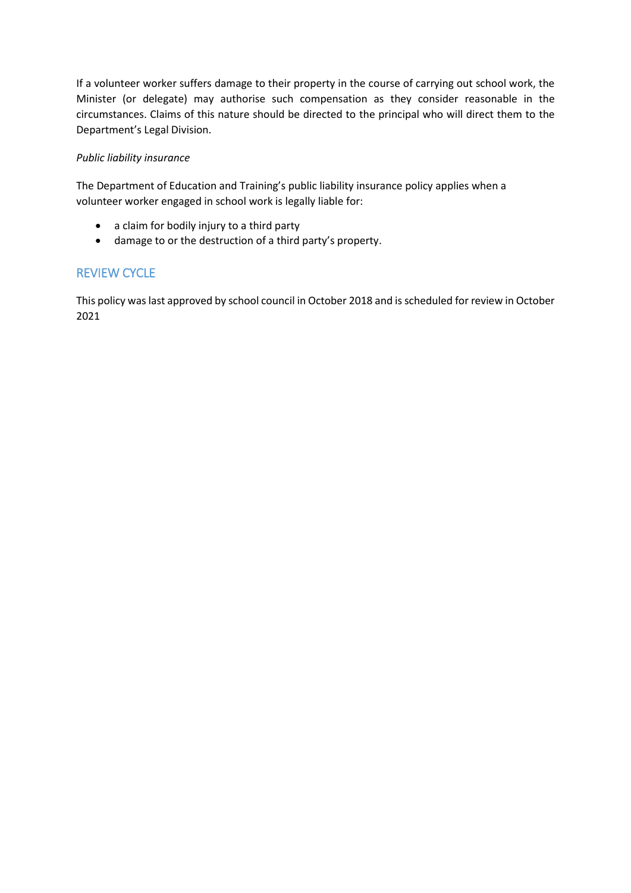If a volunteer worker suffers damage to their property in the course of carrying out school work, the Minister (or delegate) may authorise such compensation as they consider reasonable in the circumstances. Claims of this nature should be directed to the principal who will direct them to the Department's Legal Division.

*Public liability insurance*

The Department of Education and Training's public liability insurance policy applies when a volunteer worker engaged in school work is legally liable for:

- a claim for bodily injury to a third party
- damage to or the destruction of a third party's property.

## REVIEW CYCLE

This policy was last approved by school council in October 2018 and is scheduled for review in October 2021